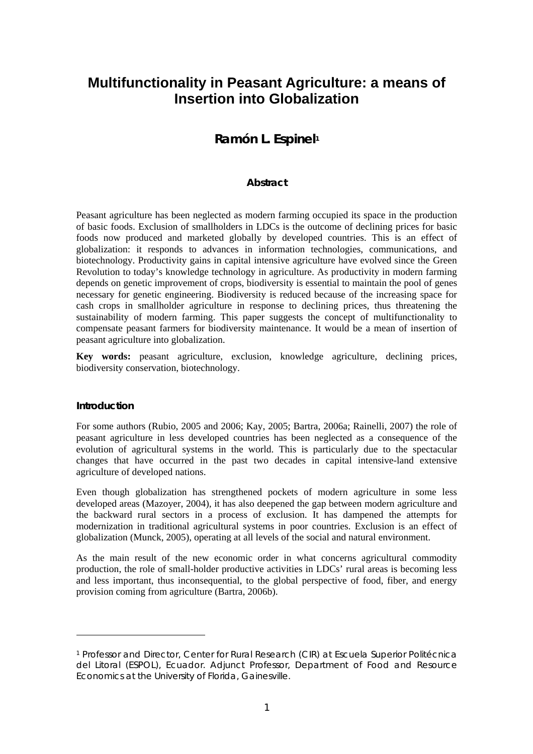# Multifunctionality in Peasant Agriculture: a means of Insertion into Globalization

## Ramón L. Espinel[1]

### Abstract

Peasant agriculture has been neglected as modern farming occupied its space in the production of basic foods. Exclusion of smallholders in LDCs is the outcome of declining prices for basic foods now produced and marketed globally by developed countries. This is an effect of globalization: it responds to advances in information technologies, communications, and biotechnology. Productivity gains in capital intensive agriculture have evolved since the Green Revolution to today's knowledge technology in agriculture. As productivity in modern farming depends on genetic improvement of crops, biodiversity is essential to maintain the pool of genes necessary for genetic engineering. Biodiversity is reduced because of the increasing space for cash crops in smallholder agriculture in response to declining prices, thus threatening the sustainability of modern farming. This paper suggests the concept of multifunctionality to compensate peasant farmers for biodiversity maintenance. It would be a mean of insertion of peasant agriculture into globalization.

**Key words:** peasant agriculture, exclusion, knowledge agriculture, declining prices, biodiversity conservation, biotechnology.

### Introduction

For some authors (Rubio, 2005 and 2006; Kay, 2005; Bartra, 2006a; Rainelli, 2007) the role of peasant agriculture in less developed countries has been neglected as a consequence of the evolution of agricultural systems in the world. This is particularly due to the spectacular changes that have occurred in the past two decades in capital intensive-land extensive agriculture of developed nations.

Even though globalization has strengthened pockets of modern agriculture in some less developed areas (Mazoyer, 2004), it has also deepened the gap between modern agriculture and the backward rural sectors in a process of exclusion. It has dampened the attempts for modernization in traditional agricultural systems in poor countries. Exclusion is an effect of globalization (Munck, 2005), operating at all levels of the social and natural environment.

As the main result of the new economic order in what concerns agricultural commodity production, the role of small-holder productive activities in LDCs' rural areas is becoming less and less important, thus inconsequential, to the global perspective of food, fiber, and energy provision coming from agriculture (Bartra, 2006b).

---

[1] Professor and Director, Center for Rural Research (CIR) at Escuela Superior Politécnica del Litoral (ESPOL), Ecuador. Adjunct Professor, Department of Food and Resource Economics at the University of Florida, Gainesville.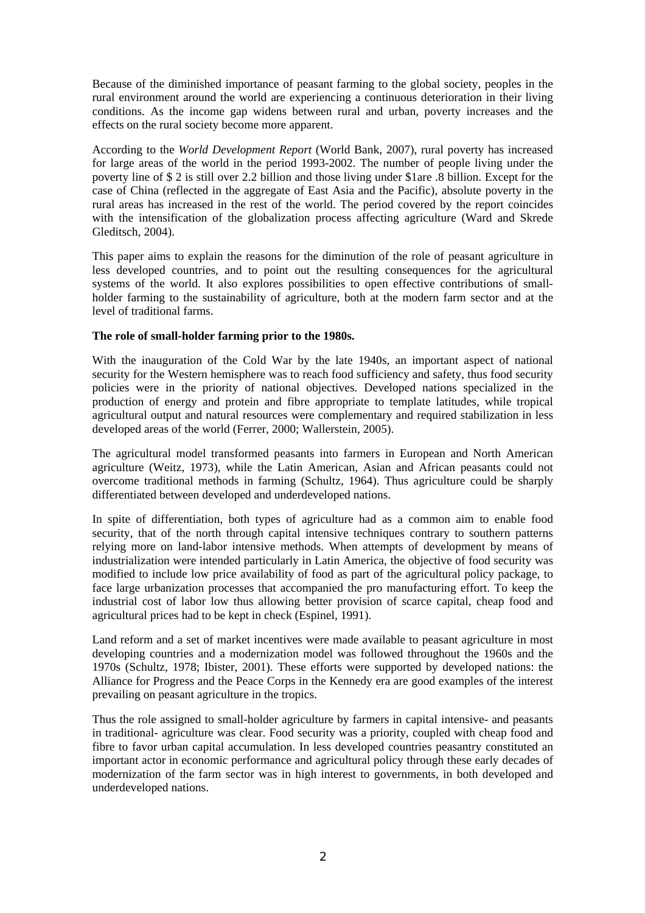Because of the diminished importance of peasant farming to the global society, peoples in the rural environment around the world are experiencing a continuous deterioration in their living conditions. As the income gap widens between rural and urban, poverty increases and the effects on the rural society become more apparent.

According to the *World Development Report* (World Bank, 2007), rural poverty has increased for large areas of the world in the period 1993-2002. The number of people living under the poverty line of $ 2 is still over 2.2 billion and those living under $1are .8 billion. Except for the case of China (reflected in the aggregate of East Asia and the Pacific), absolute poverty in the rural areas has increased in the rest of the world. The period covered by the report coincides with the intensification of the globalization process affecting agriculture (Ward and Skrede Gleditsch, 2004).

This paper aims to explain the reasons for the diminution of the role of peasant agriculture in less developed countries, and to point out the resulting consequences for the agricultural systems of the world. It also explores possibilities to open effective contributions of small-holder farming to the sustainability of agriculture, both at the modern farm sector and at the level of traditional farms.

**The role of small-holder farming prior to the 1980s.**

With the inauguration of the Cold War by the late 1940s, an important aspect of national security for the Western hemisphere was to reach food sufficiency and safety, thus food security policies were in the priority of national objectives. Developed nations specialized in the production of energy and protein and fibre appropriate to template latitudes, while tropical agricultural output and natural resources were complementary and required stabilization in less developed areas of the world (Ferrer, 2000; Wallerstein, 2005).

The agricultural model transformed peasants into farmers in European and North American agriculture (Weitz, 1973), while the Latin American, Asian and African peasants could not overcome traditional methods in farming (Schultz, 1964). Thus agriculture could be sharply differentiated between developed and underdeveloped nations.

In spite of differentiation, both types of agriculture had as a common aim to enable food security, that of the north through capital intensive techniques contrary to southern patterns relying more on land-labor intensive methods. When attempts of development by means of industrialization were intended particularly in Latin America, the objective of food security was modified to include low price availability of food as part of the agricultural policy package, to face large urbanization processes that accompanied the pro manufacturing effort. To keep the industrial cost of labor low thus allowing better provision of scarce capital, cheap food and agricultural prices had to be kept in check (Espinel, 1991).

Land reform and a set of market incentives were made available to peasant agriculture in most developing countries and a modernization model was followed throughout the 1960s and the 1970s (Schultz, 1978; Ibister, 2001). These efforts were supported by developed nations: the Alliance for Progress and the Peace Corps in the Kennedy era are good examples of the interest prevailing on peasant agriculture in the tropics.

Thus the role assigned to small-holder agriculture by farmers in capital intensive- and peasants in traditional- agriculture was clear. Food security was a priority, coupled with cheap food and fibre to favor urban capital accumulation. In less developed countries peasantry constituted an important actor in economic performance and agricultural policy through these early decades of modernization of the farm sector was in high interest to governments, in both developed and underdeveloped nations.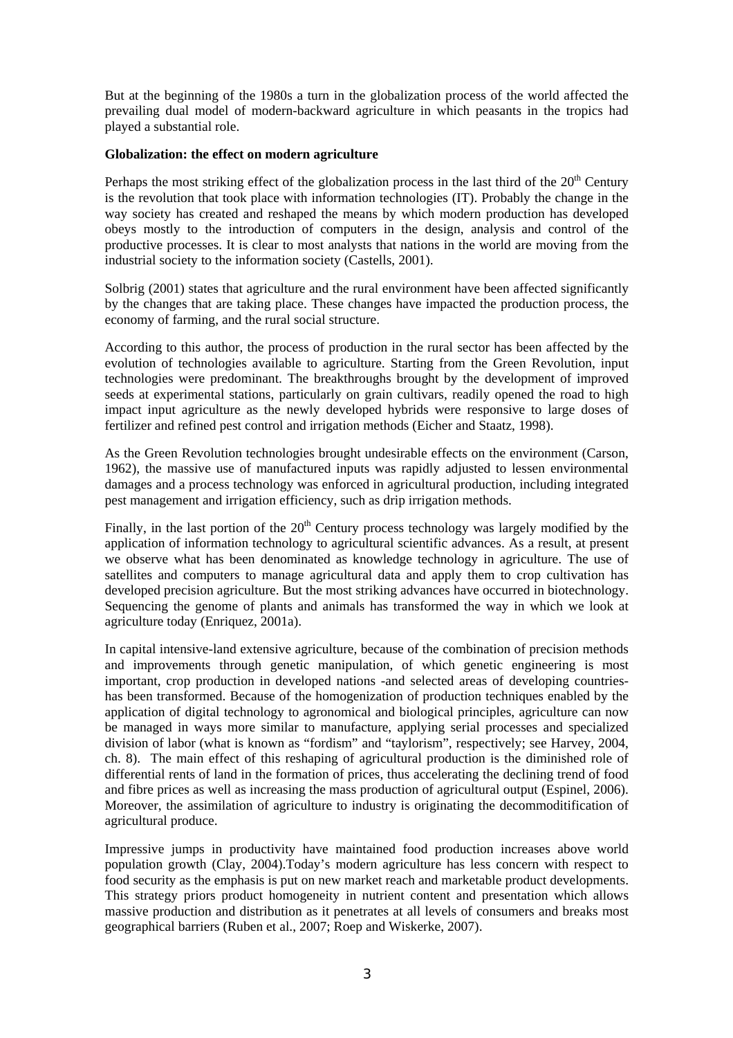But at the beginning of the 1980s a turn in the globalization process of the world affected the prevailing dual model of modern-backward agriculture in which peasants in the tropics had played a substantial role.

**Globalization: the effect on modern agriculture**

Perhaps the most striking effect of the globalization process in the last third of the 20th Century is the revolution that took place with information technologies (IT). Probably the change in the way society has created and reshaped the means by which modern production has developed obeys mostly to the introduction of computers in the design, analysis and control of the productive processes. It is clear to most analysts that nations in the world are moving from the industrial society to the information society (Castells, 2001).

Solbrig (2001) states that agriculture and the rural environment have been affected significantly by the changes that are taking place. These changes have impacted the production process, the economy of farming, and the rural social structure.

According to this author, the process of production in the rural sector has been affected by the evolution of technologies available to agriculture. Starting from the Green Revolution, input technologies were predominant. The breakthroughs brought by the development of improved seeds at experimental stations, particularly on grain cultivars, readily opened the road to high impact input agriculture as the newly developed hybrids were responsive to large doses of fertilizer and refined pest control and irrigation methods (Eicher and Staatz, 1998).

As the Green Revolution technologies brought undesirable effects on the environment (Carson, 1962), the massive use of manufactured inputs was rapidly adjusted to lessen environmental damages and a process technology was enforced in agricultural production, including integrated pest management and irrigation efficiency, such as drip irrigation methods.

Finally, in the last portion of the 20th Century process technology was largely modified by the application of information technology to agricultural scientific advances. As a result, at present we observe what has been denominated as knowledge technology in agriculture. The use of satellites and computers to manage agricultural data and apply them to crop cultivation has developed precision agriculture. But the most striking advances have occurred in biotechnology. Sequencing the genome of plants and animals has transformed the way in which we look at agriculture today (Enriquez, 2001a).

In capital intensive-land extensive agriculture, because of the combination of precision methods and improvements through genetic manipulation, of which genetic engineering is most important, crop production in developed nations -and selected areas of developing countries- has been transformed. Because of the homogenization of production techniques enabled by the application of digital technology to agronomical and biological principles, agriculture can now be managed in ways more similar to manufacture, applying serial processes and specialized division of labor (what is known as "fordism" and "taylorism", respectively; see Harvey, 2004, ch. 8). The main effect of this reshaping of agricultural production is the diminished role of differential rents of land in the formation of prices, thus accelerating the declining trend of food and fibre prices as well as increasing the mass production of agricultural output (Espinel, 2006). Moreover, the assimilation of agriculture to industry is originating the decommoditification of agricultural produce.

Impressive jumps in productivity have maintained food production increases above world population growth (Clay, 2004).Today's modern agriculture has less concern with respect to food security as the emphasis is put on new market reach and marketable product developments. This strategy priors product homogeneity in nutrient content and presentation which allows massive production and distribution as it penetrates at all levels of consumers and breaks most geographical barriers (Ruben et al., 2007; Roep and Wiskerke, 2007).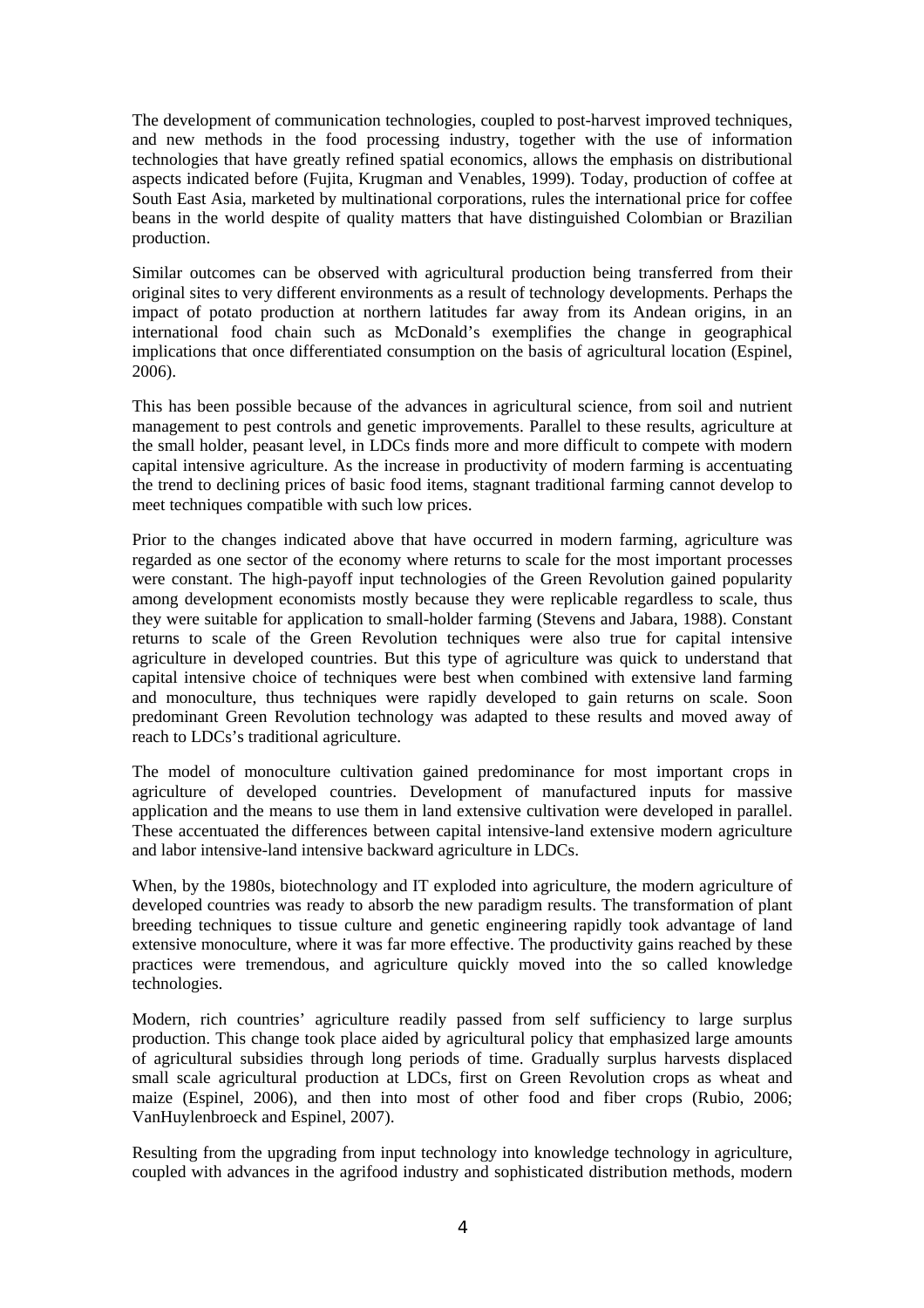The development of communication technologies, coupled to post-harvest improved techniques, and new methods in the food processing industry, together with the use of information technologies that have greatly refined spatial economics, allows the emphasis on distributional aspects indicated before (Fujita, Krugman and Venables, 1999). Today, production of coffee at South East Asia, marketed by multinational corporations, rules the international price for coffee beans in the world despite of quality matters that have distinguished Colombian or Brazilian production.

Similar outcomes can be observed with agricultural production being transferred from their original sites to very different environments as a result of technology developments. Perhaps the impact of potato production at northern latitudes far away from its Andean origins, in an international food chain such as McDonald's exemplifies the change in geographical implications that once differentiated consumption on the basis of agricultural location (Espinel, 2006).

This has been possible because of the advances in agricultural science, from soil and nutrient management to pest controls and genetic improvements. Parallel to these results, agriculture at the small holder, peasant level, in LDCs finds more and more difficult to compete with modern capital intensive agriculture. As the increase in productivity of modern farming is accentuating the trend to declining prices of basic food items, stagnant traditional farming cannot develop to meet techniques compatible with such low prices.

Prior to the changes indicated above that have occurred in modern farming, agriculture was regarded as one sector of the economy where returns to scale for the most important processes were constant. The high-payoff input technologies of the Green Revolution gained popularity among development economists mostly because they were replicable regardless to scale, thus they were suitable for application to small-holder farming (Stevens and Jabara, 1988). Constant returns to scale of the Green Revolution techniques were also true for capital intensive agriculture in developed countries. But this type of agriculture was quick to understand that capital intensive choice of techniques were best when combined with extensive land farming and monoculture, thus techniques were rapidly developed to gain returns on scale. Soon predominant Green Revolution technology was adapted to these results and moved away of reach to LDCs's traditional agriculture.

The model of monoculture cultivation gained predominance for most important crops in agriculture of developed countries. Development of manufactured inputs for massive application and the means to use them in land extensive cultivation were developed in parallel. These accentuated the differences between capital intensive-land extensive modern agriculture and labor intensive-land intensive backward agriculture in LDCs.

When, by the 1980s, biotechnology and IT exploded into agriculture, the modern agriculture of developed countries was ready to absorb the new paradigm results. The transformation of plant breeding techniques to tissue culture and genetic engineering rapidly took advantage of land extensive monoculture, where it was far more effective. The productivity gains reached by these practices were tremendous, and agriculture quickly moved into the so called knowledge technologies.

Modern, rich countries' agriculture readily passed from self sufficiency to large surplus production. This change took place aided by agricultural policy that emphasized large amounts of agricultural subsidies through long periods of time. Gradually surplus harvests displaced small scale agricultural production at LDCs, first on Green Revolution crops as wheat and maize (Espinel, 2006), and then into most of other food and fiber crops (Rubio, 2006; VanHuylenbroeck and Espinel, 2007).

Resulting from the upgrading from input technology into knowledge technology in agriculture, coupled with advances in the agrifood industry and sophisticated distribution methods, modern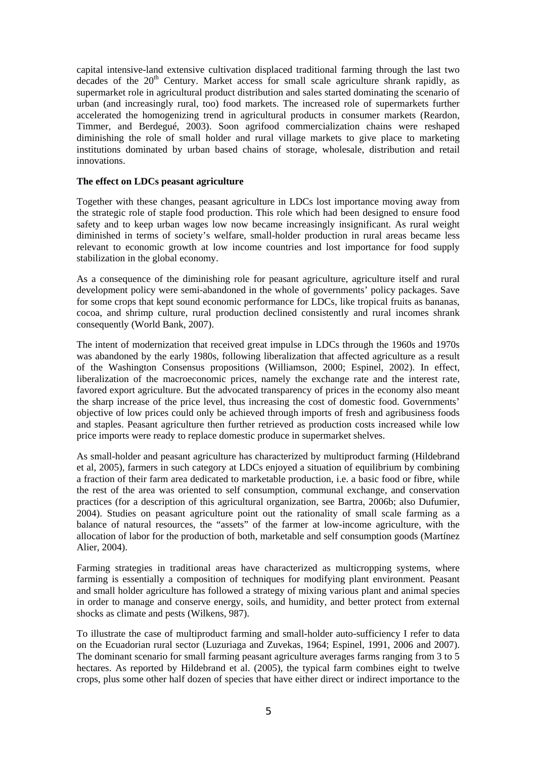capital intensive-land extensive cultivation displaced traditional farming through the last two decades of the 20th Century. Market access for small scale agriculture shrank rapidly, as supermarket role in agricultural product distribution and sales started dominating the scenario of urban (and increasingly rural, too) food markets. The increased role of supermarkets further accelerated the homogenizing trend in agricultural products in consumer markets (Reardon, Timmer, and Berdegué, 2003). Soon agrifood commercialization chains were reshaped diminishing the role of small holder and rural village markets to give place to marketing institutions dominated by urban based chains of storage, wholesale, distribution and retail innovations.

**The effect on LDCs peasant agriculture**

Together with these changes, peasant agriculture in LDCs lost importance moving away from the strategic role of staple food production. This role which had been designed to ensure food safety and to keep urban wages low now became increasingly insignificant. As rural weight diminished in terms of society's welfare, small-holder production in rural areas became less relevant to economic growth at low income countries and lost importance for food supply stabilization in the global economy.

As a consequence of the diminishing role for peasant agriculture, agriculture itself and rural development policy were semi-abandoned in the whole of governments' policy packages. Save for some crops that kept sound economic performance for LDCs, like tropical fruits as bananas, cocoa, and shrimp culture, rural production declined consistently and rural incomes shrank consequently (World Bank, 2007).

The intent of modernization that received great impulse in LDCs through the 1960s and 1970s was abandoned by the early 1980s, following liberalization that affected agriculture as a result of the Washington Consensus propositions (Williamson, 2000; Espinel, 2002). In effect, liberalization of the macroeconomic prices, namely the exchange rate and the interest rate, favored export agriculture. But the advocated transparency of prices in the economy also meant the sharp increase of the price level, thus increasing the cost of domestic food. Governments' objective of low prices could only be achieved through imports of fresh and agribusiness foods and staples. Peasant agriculture then further retrieved as production costs increased while low price imports were ready to replace domestic produce in supermarket shelves.

As small-holder and peasant agriculture has characterized by multiproduct farming (Hildebrand et al, 2005), farmers in such category at LDCs enjoyed a situation of equilibrium by combining a fraction of their farm area dedicated to marketable production, i.e. a basic food or fibre, while the rest of the area was oriented to self consumption, communal exchange, and conservation practices (for a description of this agricultural organization, see Bartra, 2006b; also Dufumier, 2004). Studies on peasant agriculture point out the rationality of small scale farming as a balance of natural resources, the "assets" of the farmer at low-income agriculture, with the allocation of labor for the production of both, marketable and self consumption goods (Martínez Alier, 2004).

Farming strategies in traditional areas have characterized as multicropping systems, where farming is essentially a composition of techniques for modifying plant environment. Peasant and small holder agriculture has followed a strategy of mixing various plant and animal species in order to manage and conserve energy, soils, and humidity, and better protect from external shocks as climate and pests (Wilkens, 987).

To illustrate the case of multiproduct farming and small-holder auto-sufficiency I refer to data on the Ecuadorian rural sector (Luzuriaga and Zuvekas, 1964; Espinel, 1991, 2006 and 2007). The dominant scenario for small farming peasant agriculture averages farms ranging from 3 to 5 hectares. As reported by Hildebrand et al. (2005), the typical farm combines eight to twelve crops, plus some other half dozen of species that have either direct or indirect importance to the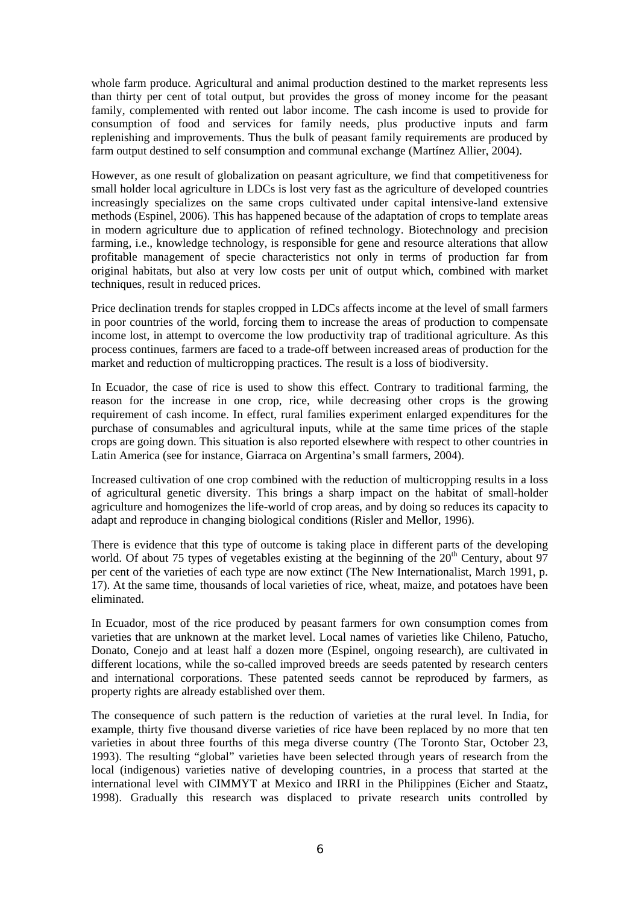whole farm produce. Agricultural and animal production destined to the market represents less than thirty per cent of total output, but provides the gross of money income for the peasant family, complemented with rented out labor income. The cash income is used to provide for consumption of food and services for family needs, plus productive inputs and farm replenishing and improvements. Thus the bulk of peasant family requirements are produced by farm output destined to self consumption and communal exchange (Martínez Allier, 2004).

However, as one result of globalization on peasant agriculture, we find that competitiveness for small holder local agriculture in LDCs is lost very fast as the agriculture of developed countries increasingly specializes on the same crops cultivated under capital intensive-land extensive methods (Espinel, 2006). This has happened because of the adaptation of crops to template areas in modern agriculture due to application of refined technology. Biotechnology and precision farming, i.e., knowledge technology, is responsible for gene and resource alterations that allow profitable management of specie characteristics not only in terms of production far from original habitats, but also at very low costs per unit of output which, combined with market techniques, result in reduced prices.

Price declination trends for staples cropped in LDCs affects income at the level of small farmers in poor countries of the world, forcing them to increase the areas of production to compensate income lost, in attempt to overcome the low productivity trap of traditional agriculture. As this process continues, farmers are faced to a trade-off between increased areas of production for the market and reduction of multicropping practices. The result is a loss of biodiversity.

In Ecuador, the case of rice is used to show this effect. Contrary to traditional farming, the reason for the increase in one crop, rice, while decreasing other crops is the growing requirement of cash income. In effect, rural families experiment enlarged expenditures for the purchase of consumables and agricultural inputs, while at the same time prices of the staple crops are going down. This situation is also reported elsewhere with respect to other countries in Latin America (see for instance, Giarraca on Argentina's small farmers, 2004).

Increased cultivation of one crop combined with the reduction of multicropping results in a loss of agricultural genetic diversity. This brings a sharp impact on the habitat of small-holder agriculture and homogenizes the life-world of crop areas, and by doing so reduces its capacity to adapt and reproduce in changing biological conditions (Risler and Mellor, 1996).

There is evidence that this type of outcome is taking place in different parts of the developing world. Of about 75 types of vegetables existing at the beginning of the 20th Century, about 97 per cent of the varieties of each type are now extinct (The New Internationalist, March 1991, p. 17). At the same time, thousands of local varieties of rice, wheat, maize, and potatoes have been eliminated.

In Ecuador, most of the rice produced by peasant farmers for own consumption comes from varieties that are unknown at the market level. Local names of varieties like Chileno, Patucho, Donato, Conejo and at least half a dozen more (Espinel, ongoing research), are cultivated in different locations, while the so-called improved breeds are seeds patented by research centers and international corporations. These patented seeds cannot be reproduced by farmers, as property rights are already established over them.

The consequence of such pattern is the reduction of varieties at the rural level. In India, for example, thirty five thousand diverse varieties of rice have been replaced by no more that ten varieties in about three fourths of this mega diverse country (The Toronto Star, October 23, 1993). The resulting "global" varieties have been selected through years of research from the local (indigenous) varieties native of developing countries, in a process that started at the international level with CIMMYT at Mexico and IRRI in the Philippines (Eicher and Staatz, 1998). Gradually this research was displaced to private research units controlled by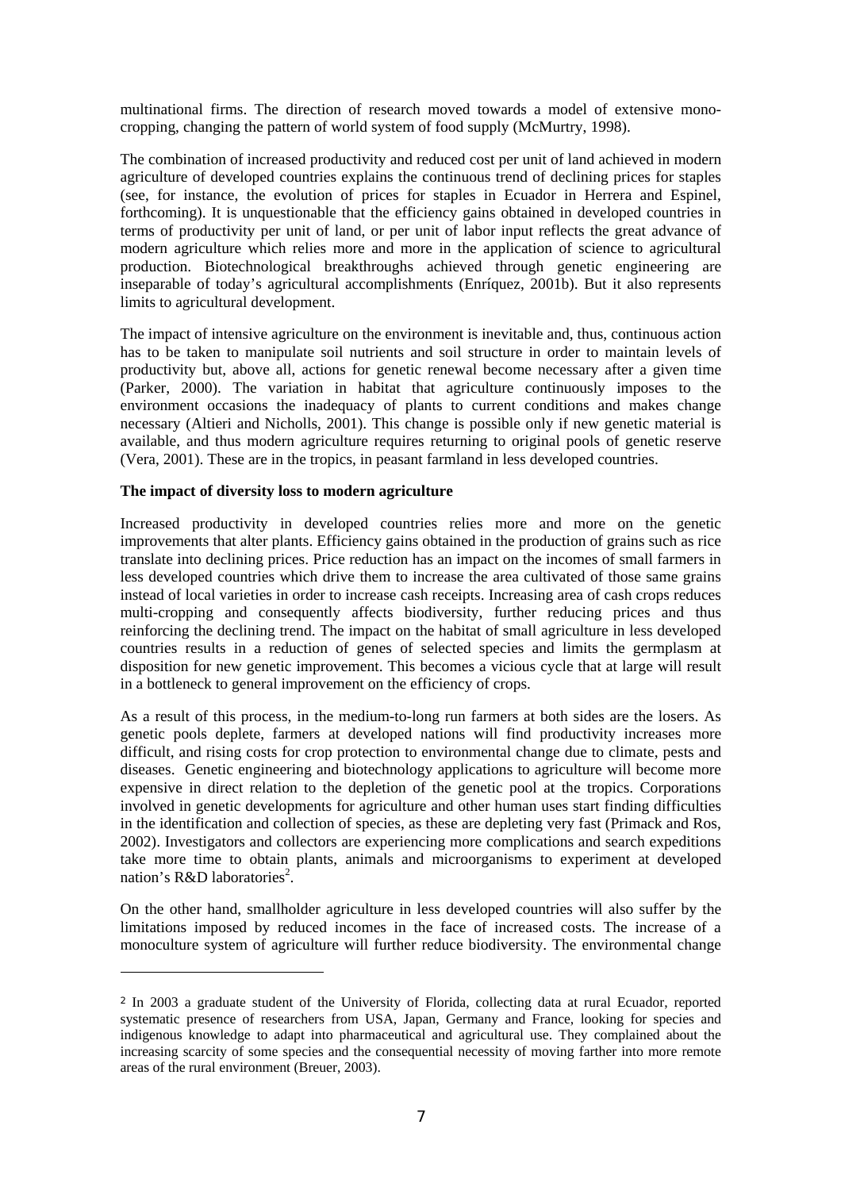multinational firms. The direction of research moved towards a model of extensive mono-cropping, changing the pattern of world system of food supply (McMurtry, 1998).

The combination of increased productivity and reduced cost per unit of land achieved in modern agriculture of developed countries explains the continuous trend of declining prices for staples (see, for instance, the evolution of prices for staples in Ecuador in Herrera and Espinel, forthcoming). It is unquestionable that the efficiency gains obtained in developed countries in terms of productivity per unit of land, or per unit of labor input reflects the great advance of modern agriculture which relies more and more in the application of science to agricultural production. Biotechnological breakthroughs achieved through genetic engineering are inseparable of today's agricultural accomplishments (Enríquez, 2001b). But it also represents limits to agricultural development.

The impact of intensive agriculture on the environment is inevitable and, thus, continuous action has to be taken to manipulate soil nutrients and soil structure in order to maintain levels of productivity but, above all, actions for genetic renewal become necessary after a given time (Parker, 2000). The variation in habitat that agriculture continuously imposes to the environment occasions the inadequacy of plants to current conditions and makes change necessary (Altieri and Nicholls, 2001). This change is possible only if new genetic material is available, and thus modern agriculture requires returning to original pools of genetic reserve (Vera, 2001). These are in the tropics, in peasant farmland in less developed countries.

**The impact of diversity loss to modern agriculture**

Increased productivity in developed countries relies more and more on the genetic improvements that alter plants. Efficiency gains obtained in the production of grains such as rice translate into declining prices. Price reduction has an impact on the incomes of small farmers in less developed countries which drive them to increase the area cultivated of those same grains instead of local varieties in order to increase cash receipts. Increasing area of cash crops reduces multi-cropping and consequently affects biodiversity, further reducing prices and thus reinforcing the declining trend. The impact on the habitat of small agriculture in less developed countries results in a reduction of genes of selected species and limits the germplasm at disposition for new genetic improvement. This becomes a vicious cycle that at large will result in a bottleneck to general improvement on the efficiency of crops.

As a result of this process, in the medium-to-long run farmers at both sides are the losers. As genetic pools deplete, farmers at developed nations will find productivity increases more difficult, and rising costs for crop protection to environmental change due to climate, pests and diseases. Genetic engineering and biotechnology applications to agriculture will become more expensive in direct relation to the depletion of the genetic pool at the tropics. Corporations involved in genetic developments for agriculture and other human uses start finding difficulties in the identification and collection of species, as these are depleting very fast (Primack and Ros, 2002). Investigators and collectors are experiencing more complications and search expeditions take more time to obtain plants, animals and microorganisms to experiment at developed nation's R&D laboratories[2].

On the other hand, smallholder agriculture in less developed countries will also suffer by the limitations imposed by reduced incomes in the face of increased costs. The increase of a monoculture system of agriculture will further reduce biodiversity. The environmental change

---

[2] In 2003 a graduate student of the University of Florida, collecting data at rural Ecuador, reported systematic presence of researchers from USA, Japan, Germany and France, looking for species and indigenous knowledge to adapt into pharmaceutical and agricultural use. They complained about the increasing scarcity of some species and the consequential necessity of moving farther into more remote areas of the rural environment (Breuer, 2003).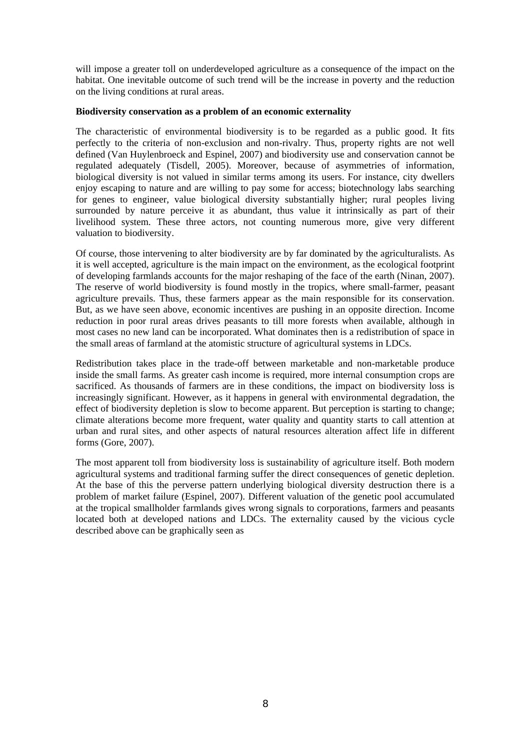will impose a greater toll on underdeveloped agriculture as a consequence of the impact on the habitat. One inevitable outcome of such trend will be the increase in poverty and the reduction on the living conditions at rural areas.

**Biodiversity conservation as a problem of an economic externality**

The characteristic of environmental biodiversity is to be regarded as a public good. It fits perfectly to the criteria of non-exclusion and non-rivalry. Thus, property rights are not well defined (Van Huylenbroeck and Espinel, 2007) and biodiversity use and conservation cannot be regulated adequately (Tisdell, 2005). Moreover, because of asymmetries of information, biological diversity is not valued in similar terms among its users. For instance, city dwellers enjoy escaping to nature and are willing to pay some for access; biotechnology labs searching for genes to engineer, value biological diversity substantially higher; rural peoples living surrounded by nature perceive it as abundant, thus value it intrinsically as part of their livelihood system. These three actors, not counting numerous more, give very different valuation to biodiversity.

Of course, those intervening to alter biodiversity are by far dominated by the agriculturalists. As it is well accepted, agriculture is the main impact on the environment, as the ecological footprint of developing farmlands accounts for the major reshaping of the face of the earth (Ninan, 2007). The reserve of world biodiversity is found mostly in the tropics, where small-farmer, peasant agriculture prevails. Thus, these farmers appear as the main responsible for its conservation. But, as we have seen above, economic incentives are pushing in an opposite direction. Income reduction in poor rural areas drives peasants to till more forests when available, although in most cases no new land can be incorporated. What dominates then is a redistribution of space in the small areas of farmland at the atomistic structure of agricultural systems in LDCs.

Redistribution takes place in the trade-off between marketable and non-marketable produce inside the small farms. As greater cash income is required, more internal consumption crops are sacrificed. As thousands of farmers are in these conditions, the impact on biodiversity loss is increasingly significant. However, as it happens in general with environmental degradation, the effect of biodiversity depletion is slow to become apparent. But perception is starting to change; climate alterations become more frequent, water quality and quantity starts to call attention at urban and rural sites, and other aspects of natural resources alteration affect life in different forms (Gore, 2007).

The most apparent toll from biodiversity loss is sustainability of agriculture itself. Both modern agricultural systems and traditional farming suffer the direct consequences of genetic depletion. At the base of this the perverse pattern underlying biological diversity destruction there is a problem of market failure (Espinel, 2007). Different valuation of the genetic pool accumulated at the tropical smallholder farmlands gives wrong signals to corporations, farmers and peasants located both at developed nations and LDCs. The externality caused by the vicious cycle described above can be graphically seen as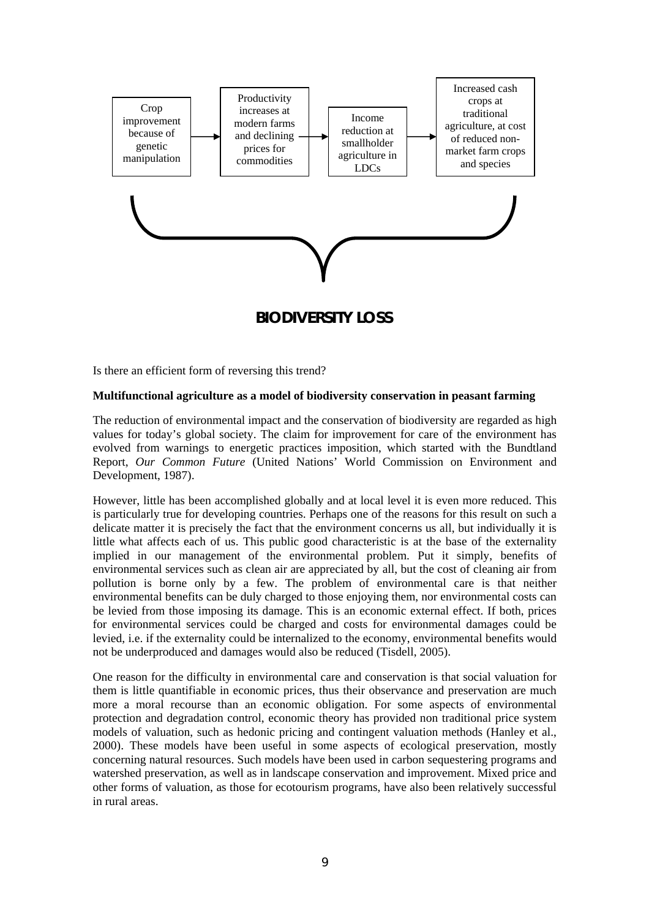Crop improvement because of genetic manipulation → Productivity increases at modern farms and declining prices for commodities → Income reduction at smallholder agriculture in LDCs → Increased cash crops at traditional agriculture, at cost of reduced non-market farm crops and species

**BIODIVERSITY LOSS**

Is there an efficient form of reversing this trend?

**Multifunctional agriculture as a model of biodiversity conservation in peasant farming**

The reduction of environmental impact and the conservation of biodiversity are regarded as high values for today's global society. The claim for improvement for care of the environment has evolved from warnings to energetic practices imposition, which started with the Bundtland Report, *Our Common Future* (United Nations' World Commission on Environment and Development, 1987).

However, little has been accomplished globally and at local level it is even more reduced. This is particularly true for developing countries. Perhaps one of the reasons for this result on such a delicate matter it is precisely the fact that the environment concerns us all, but individually it is little what affects each of us. This public good characteristic is at the base of the externality implied in our management of the environmental problem. Put it simply, benefits of environmental services such as clean air are appreciated by all, but the cost of cleaning air from pollution is borne only by a few. The problem of environmental care is that neither environmental benefits can be duly charged to those enjoying them, nor environmental costs can be levied from those imposing its damage. This is an economic external effect. If both, prices for environmental services could be charged and costs for environmental damages could be levied, i.e. if the externality could be internalized to the economy, environmental benefits would not be underproduced and damages would also be reduced (Tisdell, 2005).

One reason for the difficulty in environmental care and conservation is that social valuation for them is little quantifiable in economic prices, thus their observance and preservation are much more a moral recourse than an economic obligation. For some aspects of environmental protection and degradation control, economic theory has provided non traditional price system models of valuation, such as hedonic pricing and contingent valuation methods (Hanley et al., 2000). These models have been useful in some aspects of ecological preservation, mostly concerning natural resources. Such models have been used in carbon sequestering programs and watershed preservation, as well as in landscape conservation and improvement. Mixed price and other forms of valuation, as those for ecotourism programs, have also been relatively successful in rural areas.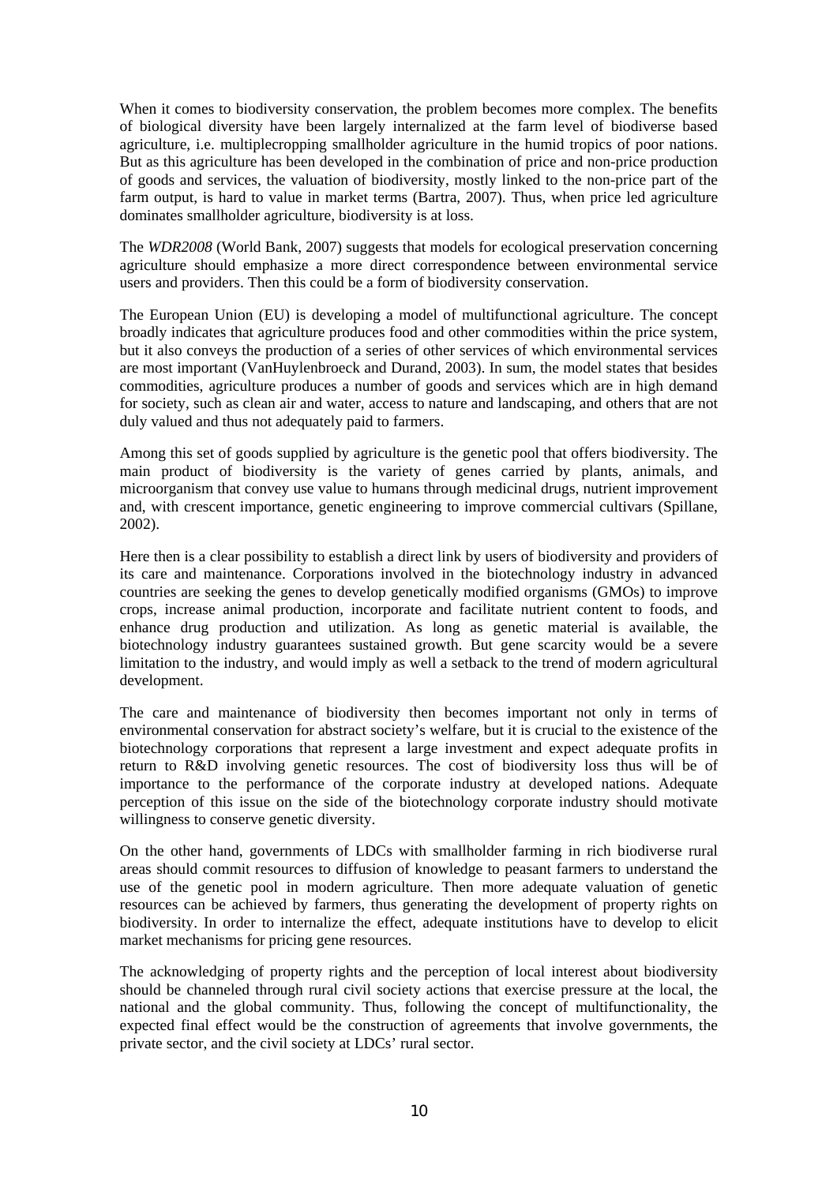When it comes to biodiversity conservation, the problem becomes more complex. The benefits of biological diversity have been largely internalized at the farm level of biodiverse based agriculture, i.e. multiplecropping smallholder agriculture in the humid tropics of poor nations. But as this agriculture has been developed in the combination of price and non-price production of goods and services, the valuation of biodiversity, mostly linked to the non-price part of the farm output, is hard to value in market terms (Bartra, 2007). Thus, when price led agriculture dominates smallholder agriculture, biodiversity is at loss.

The *WDR2008* (World Bank, 2007) suggests that models for ecological preservation concerning agriculture should emphasize a more direct correspondence between environmental service users and providers. Then this could be a form of biodiversity conservation.

The European Union (EU) is developing a model of multifunctional agriculture. The concept broadly indicates that agriculture produces food and other commodities within the price system, but it also conveys the production of a series of other services of which environmental services are most important (VanHuylenbroeck and Durand, 2003). In sum, the model states that besides commodities, agriculture produces a number of goods and services which are in high demand for society, such as clean air and water, access to nature and landscaping, and others that are not duly valued and thus not adequately paid to farmers.

Among this set of goods supplied by agriculture is the genetic pool that offers biodiversity. The main product of biodiversity is the variety of genes carried by plants, animals, and microorganism that convey use value to humans through medicinal drugs, nutrient improvement and, with crescent importance, genetic engineering to improve commercial cultivars (Spillane, 2002).

Here then is a clear possibility to establish a direct link by users of biodiversity and providers of its care and maintenance. Corporations involved in the biotechnology industry in advanced countries are seeking the genes to develop genetically modified organisms (GMOs) to improve crops, increase animal production, incorporate and facilitate nutrient content to foods, and enhance drug production and utilization. As long as genetic material is available, the biotechnology industry guarantees sustained growth. But gene scarcity would be a severe limitation to the industry, and would imply as well a setback to the trend of modern agricultural development.

The care and maintenance of biodiversity then becomes important not only in terms of environmental conservation for abstract society's welfare, but it is crucial to the existence of the biotechnology corporations that represent a large investment and expect adequate profits in return to R&D involving genetic resources. The cost of biodiversity loss thus will be of importance to the performance of the corporate industry at developed nations. Adequate perception of this issue on the side of the biotechnology corporate industry should motivate willingness to conserve genetic diversity.

On the other hand, governments of LDCs with smallholder farming in rich biodiverse rural areas should commit resources to diffusion of knowledge to peasant farmers to understand the use of the genetic pool in modern agriculture. Then more adequate valuation of genetic resources can be achieved by farmers, thus generating the development of property rights on biodiversity. In order to internalize the effect, adequate institutions have to develop to elicit market mechanisms for pricing gene resources.

The acknowledging of property rights and the perception of local interest about biodiversity should be channeled through rural civil society actions that exercise pressure at the local, the national and the global community. Thus, following the concept of multifunctionality, the expected final effect would be the construction of agreements that involve governments, the private sector, and the civil society at LDCs' rural sector.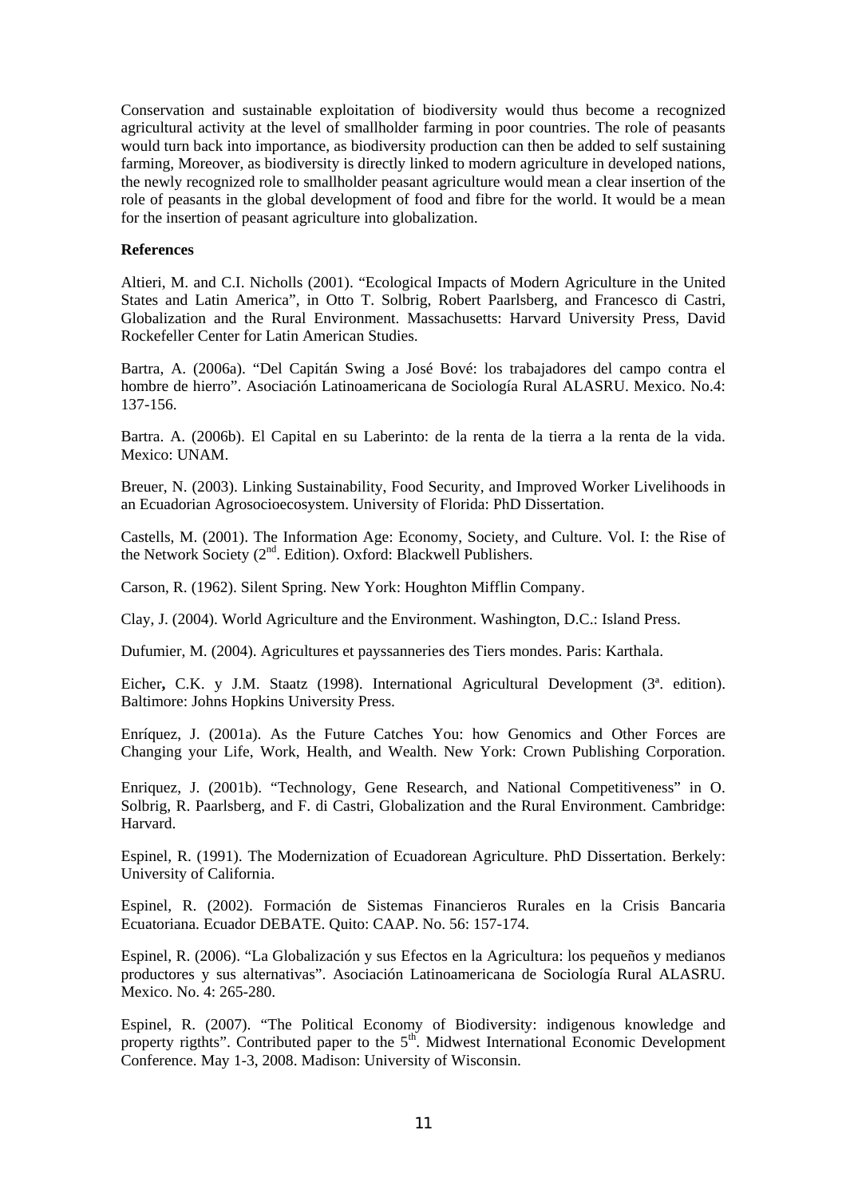Conservation and sustainable exploitation of biodiversity would thus become a recognized agricultural activity at the level of smallholder farming in poor countries. The role of peasants would turn back into importance, as biodiversity production can then be added to self sustaining farming, Moreover, as biodiversity is directly linked to modern agriculture in developed nations, the newly recognized role to smallholder peasant agriculture would mean a clear insertion of the role of peasants in the global development of food and fibre for the world. It would be a mean for the insertion of peasant agriculture into globalization.

**References**

Altieri, M. and C.I. Nicholls (2001). "Ecological Impacts of Modern Agriculture in the United States and Latin America", in Otto T. Solbrig, Robert Paarlsberg, and Francesco di Castri, Globalization and the Rural Environment. Massachusetts: Harvard University Press, David Rockefeller Center for Latin American Studies.

Bartra, A. (2006a). "Del Capitán Swing a José Bové: los trabajadores del campo contra el hombre de hierro". Asociación Latinoamericana de Sociología Rural ALASRU. Mexico. No.4: 137-156.

Bartra. A. (2006b). El Capital en su Laberinto: de la renta de la tierra a la renta de la vida. Mexico: UNAM.

Breuer, N. (2003). Linking Sustainability, Food Security, and Improved Worker Livelihoods in an Ecuadorian Agrosocioecosystem. University of Florida: PhD Dissertation.

Castells, M. (2001). The Information Age: Economy, Society, and Culture. Vol. I: the Rise of the Network Society (2nd. Edition). Oxford: Blackwell Publishers.

Carson, R. (1962). Silent Spring. New York: Houghton Mifflin Company.

Clay, J. (2004). World Agriculture and the Environment. Washington, D.C.: Island Press.

Dufumier, M. (2004). Agricultures et payssanneries des Tiers mondes. Paris: Karthala.

Eicher**,** C.K. y J.M. Staatz (1998). International Agricultural Development (3ª. edition). Baltimore: Johns Hopkins University Press.

Enríquez, J. (2001a). As the Future Catches You: how Genomics and Other Forces are Changing your Life, Work, Health, and Wealth. New York: Crown Publishing Corporation.

Enriquez, J. (2001b). "Technology, Gene Research, and National Competitiveness" in O. Solbrig, R. Paarlsberg, and F. di Castri, Globalization and the Rural Environment. Cambridge: Harvard.

Espinel, R. (1991). The Modernization of Ecuadorean Agriculture. PhD Dissertation. Berkely: University of California.

Espinel, R. (2002). Formación de Sistemas Financieros Rurales en la Crisis Bancaria Ecuatoriana. Ecuador DEBATE. Quito: CAAP. No. 56: 157-174.

Espinel, R. (2006). "La Globalización y sus Efectos en la Agricultura: los pequeños y medianos productores y sus alternativas". Asociación Latinoamericana de Sociología Rural ALASRU. Mexico. No. 4: 265-280.

Espinel, R. (2007). "The Political Economy of Biodiversity: indigenous knowledge and property rigthts". Contributed paper to the 5th. Midwest International Economic Development Conference. May 1-3, 2008. Madison: University of Wisconsin.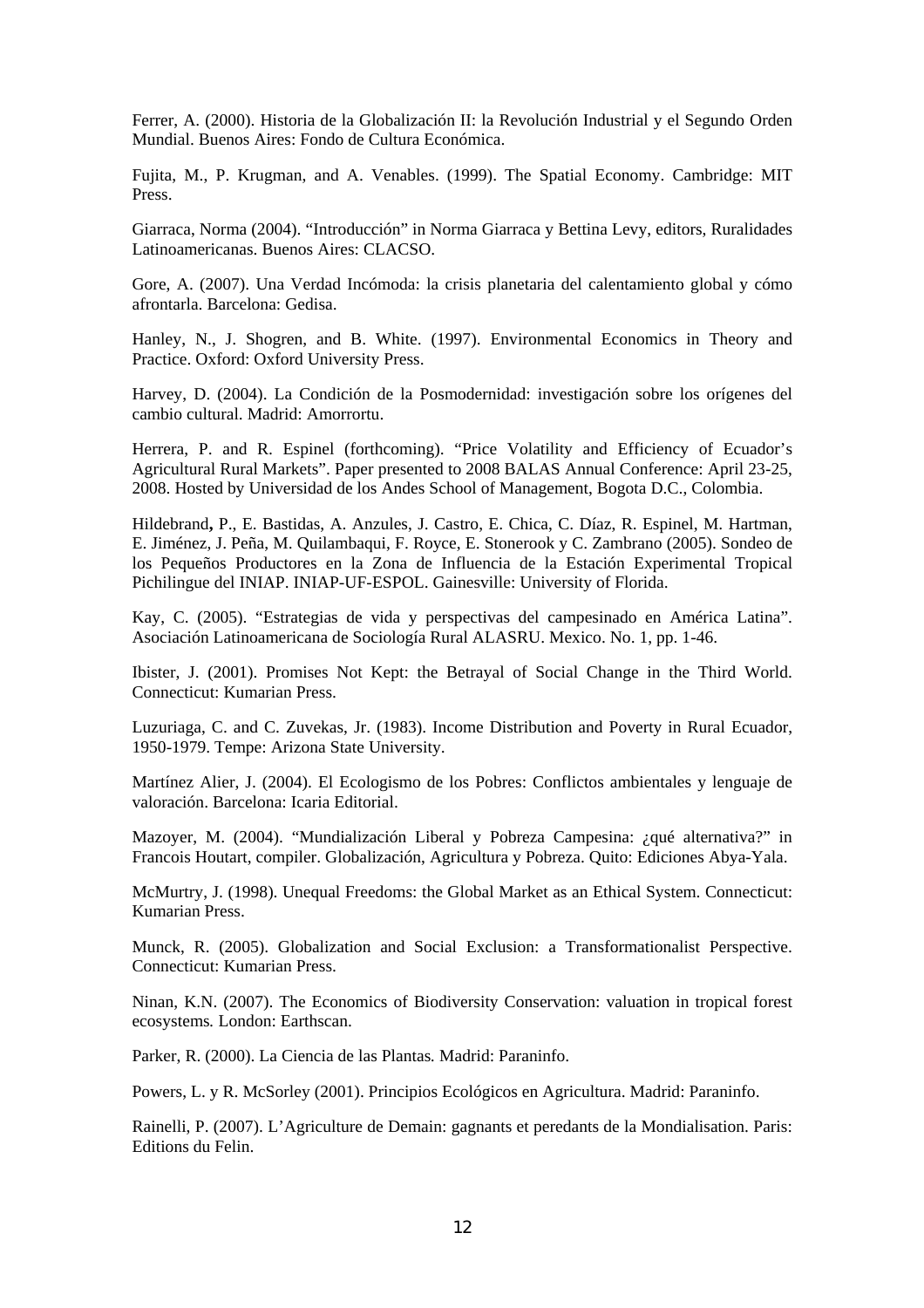Ferrer, A. (2000). Historia de la Globalización II: la Revolución Industrial y el Segundo Orden Mundial. Buenos Aires: Fondo de Cultura Económica.

Fujita, M., P. Krugman, and A. Venables. (1999). The Spatial Economy. Cambridge: MIT Press.

Giarraca, Norma (2004). "Introducción" in Norma Giarraca y Bettina Levy, editors, Ruralidades Latinoamericanas. Buenos Aires: CLACSO.

Gore, A. (2007). Una Verdad Incómoda: la crisis planetaria del calentamiento global y cómo afrontarla. Barcelona: Gedisa.

Hanley, N., J. Shogren, and B. White. (1997). Environmental Economics in Theory and Practice. Oxford: Oxford University Press.

Harvey, D. (2004). La Condición de la Posmodernidad: investigación sobre los orígenes del cambio cultural. Madrid: Amorrortu.

Herrera, P. and R. Espinel (forthcoming). "Price Volatility and Efficiency of Ecuador's Agricultural Rural Markets". Paper presented to 2008 BALAS Annual Conference: April 23-25, 2008. Hosted by Universidad de los Andes School of Management, Bogota D.C., Colombia.

Hildebrand**,** P., E. Bastidas, A. Anzules, J. Castro, E. Chica, C. Díaz, R. Espinel, M. Hartman, E. Jiménez, J. Peña, M. Quilambaqui, F. Royce, E. Stonerook y C. Zambrano (2005). Sondeo de los Pequeños Productores en la Zona de Influencia de la Estación Experimental Tropical Pichilingue del INIAP. INIAP-UF-ESPOL. Gainesville: University of Florida.

Kay, C. (2005). "Estrategias de vida y perspectivas del campesinado en América Latina". Asociación Latinoamericana de Sociología Rural ALASRU. Mexico. No. 1, pp. 1-46.

Ibister, J. (2001). Promises Not Kept: the Betrayal of Social Change in the Third World. Connecticut: Kumarian Press.

Luzuriaga, C. and C. Zuvekas, Jr. (1983). Income Distribution and Poverty in Rural Ecuador, 1950-1979. Tempe: Arizona State University.

Martínez Alier, J. (2004). El Ecologismo de los Pobres: Conflictos ambientales y lenguaje de valoración. Barcelona: Icaria Editorial.

Mazoyer, M. (2004). "Mundialización Liberal y Pobreza Campesina: ¿qué alternativa?" in Francois Houtart, compiler. Globalización, Agricultura y Pobreza. Quito: Ediciones Abya-Yala.

McMurtry, J. (1998). Unequal Freedoms: the Global Market as an Ethical System. Connecticut: Kumarian Press.

Munck, R. (2005). Globalization and Social Exclusion: a Transformationalist Perspective. Connecticut: Kumarian Press.

Ninan, K.N. (2007). The Economics of Biodiversity Conservation: valuation in tropical forest ecosystems*.* London: Earthscan.

Parker, R. (2000). La Ciencia de las Plantas*.* Madrid: Paraninfo.

Powers, L. y R. McSorley (2001). Principios Ecológicos en Agricultura. Madrid: Paraninfo.

Rainelli, P. (2007). L'Agriculture de Demain: gagnants et peredants de la Mondialisation. Paris: Editions du Felin.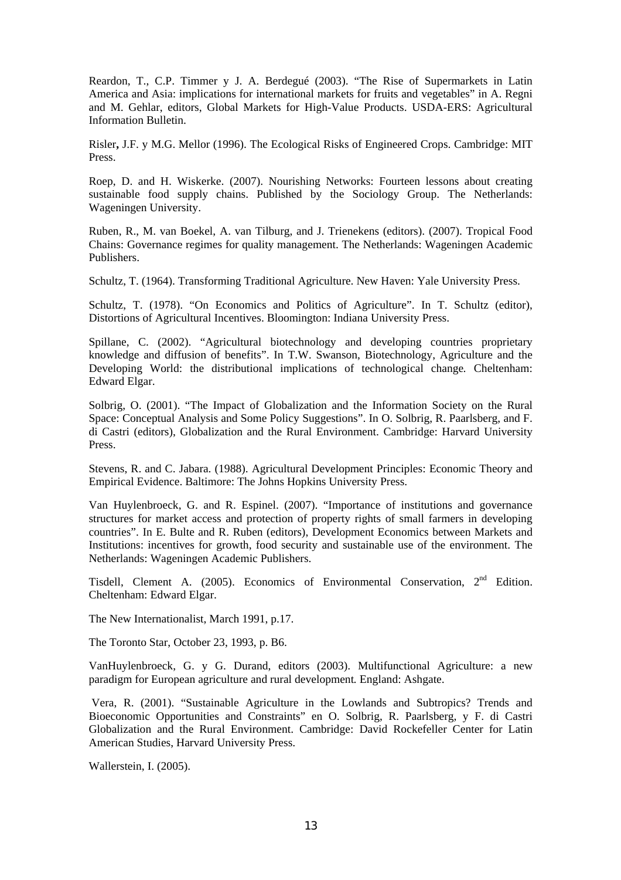Reardon, T., C.P. Timmer y J. A. Berdegué (2003). "The Rise of Supermarkets in Latin America and Asia: implications for international markets for fruits and vegetables" in A. Regni and M. Gehlar, editors, Global Markets for High-Value Products. USDA-ERS: Agricultural Information Bulletin.

Risler**,** J.F. y M.G. Mellor (1996). The Ecological Risks of Engineered Crops. Cambridge: MIT Press.

Roep, D. and H. Wiskerke. (2007). Nourishing Networks: Fourteen lessons about creating sustainable food supply chains. Published by the Sociology Group. The Netherlands: Wageningen University.

Ruben, R., M. van Boekel, A. van Tilburg, and J. Trienekens (editors). (2007). Tropical Food Chains: Governance regimes for quality management. The Netherlands: Wageningen Academic Publishers.

Schultz, T. (1964). Transforming Traditional Agriculture. New Haven: Yale University Press.

Schultz, T. (1978). "On Economics and Politics of Agriculture". In T. Schultz (editor), Distortions of Agricultural Incentives. Bloomington: Indiana University Press.

Spillane, C. (2002). "Agricultural biotechnology and developing countries proprietary knowledge and diffusion of benefits". In T.W. Swanson, Biotechnology, Agriculture and the Developing World: the distributional implications of technological change*.* Cheltenham: Edward Elgar.

Solbrig, O. (2001). "The Impact of Globalization and the Information Society on the Rural Space: Conceptual Analysis and Some Policy Suggestions". In O. Solbrig, R. Paarlsberg, and F. di Castri (editors), Globalization and the Rural Environment. Cambridge: Harvard University Press.

Stevens, R. and C. Jabara. (1988). Agricultural Development Principles: Economic Theory and Empirical Evidence. Baltimore: The Johns Hopkins University Press.

Van Huylenbroeck, G. and R. Espinel. (2007). "Importance of institutions and governance structures for market access and protection of property rights of small farmers in developing countries". In E. Bulte and R. Ruben (editors), Development Economics between Markets and Institutions: incentives for growth, food security and sustainable use of the environment. The Netherlands: Wageningen Academic Publishers.

Tisdell, Clement A. (2005). Economics of Environmental Conservation, 2nd Edition. Cheltenham: Edward Elgar.

The New Internationalist, March 1991, p.17.

The Toronto Star, October 23, 1993, p. B6.

VanHuylenbroeck, G. y G. Durand, editors (2003). Multifunctional Agriculture: a new paradigm for European agriculture and rural development*.* England: Ashgate.

Vera, R. (2001). "Sustainable Agriculture in the Lowlands and Subtropics? Trends and Bioeconomic Opportunities and Constraints" en O. Solbrig, R. Paarlsberg, y F. di Castri Globalization and the Rural Environment. Cambridge: David Rockefeller Center for Latin American Studies, Harvard University Press.

Wallerstein, I. (2005).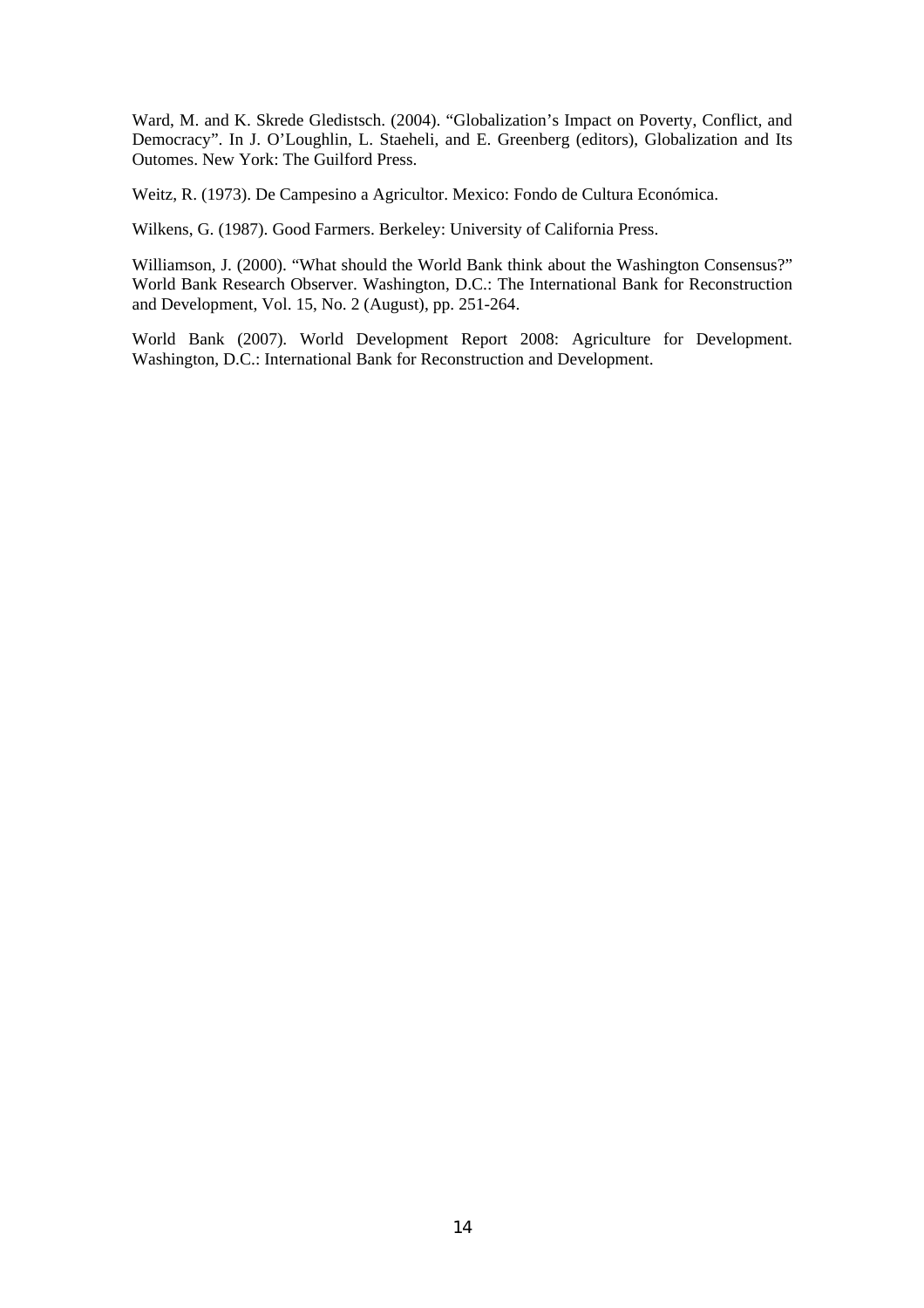Ward, M. and K. Skrede Gledistsch. (2004). "Globalization's Impact on Poverty, Conflict, and Democracy". In J. O'Loughlin, L. Staeheli, and E. Greenberg (editors), Globalization and Its Outomes. New York: The Guilford Press.

Weitz, R. (1973). De Campesino a Agricultor. Mexico: Fondo de Cultura Económica.

Wilkens, G. (1987). Good Farmers. Berkeley: University of California Press.

Williamson, J. (2000). "What should the World Bank think about the Washington Consensus?" World Bank Research Observer. Washington, D.C.: The International Bank for Reconstruction and Development, Vol. 15, No. 2 (August), pp. 251-264.

World Bank (2007). World Development Report 2008: Agriculture for Development. Washington, D.C.: International Bank for Reconstruction and Development.